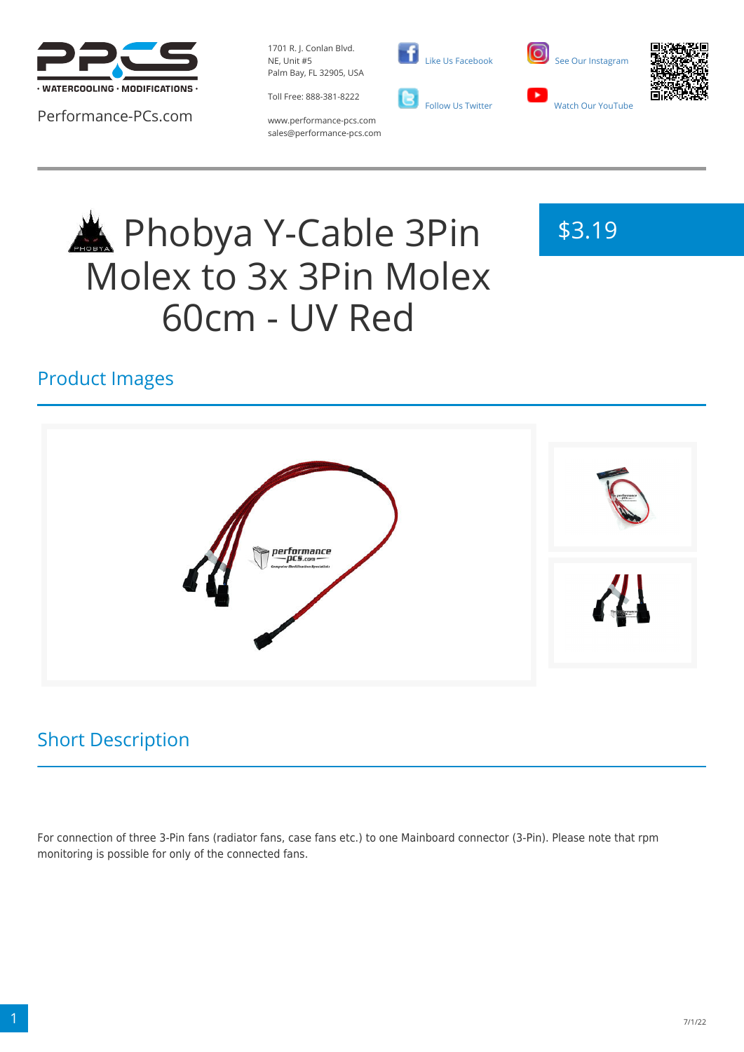Performance-PCs.com

1701 R. J. Conlan Blvd. NE, Unit #5
Palm Bay, FL 32905, USA

Toll Free: 888-381-8222

www.performance-pcs.com
sales@performance-pcs.com

Like Us Facebook

Follow Us Twitter

See Our Instagram

Watch Our YouTube

# Phobya Y-Cable 3Pin Molex to 3x 3Pin Molex 60cm - UV Red

$3.19

## Product Images

## Short Description

For connection of three 3-Pin fans (radiator fans, case fans etc.) to one Mainboard connector (3-Pin). Please note that rpm monitoring is possible for only of the connected fans.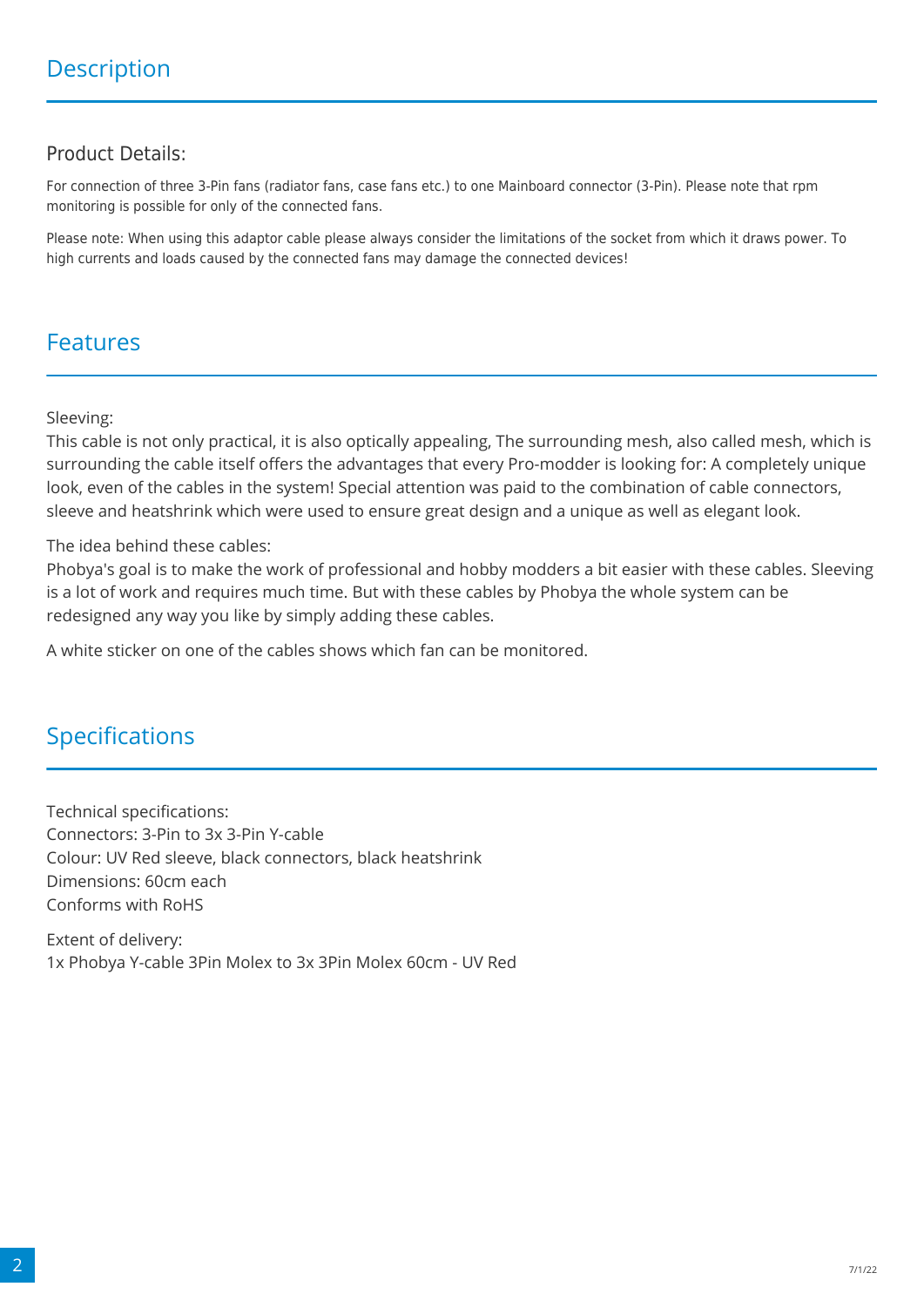## Description

### Product Details:

For connection of three 3-Pin fans (radiator fans, case fans etc.) to one Mainboard connector (3-Pin). Please note that rpm monitoring is possible for only of the connected fans.

Please note: When using this adaptor cable please always consider the limitations of the socket from which it draws power. To high currents and loads caused by the connected fans may damage the connected devices!

## Features

Sleeving:
This cable is not only practical, it is also optically appealing, The surrounding mesh, also called mesh, which is surrounding the cable itself offers the advantages that every Pro-modder is looking for: A completely unique look, even of the cables in the system! Special attention was paid to the combination of cable connectors, sleeve and heatshrink which were used to ensure great design and a unique as well as elegant look.

The idea behind these cables:
Phobya's goal is to make the work of professional and hobby modders a bit easier with these cables. Sleeving is a lot of work and requires much time. But with these cables by Phobya the whole system can be redesigned any way you like by simply adding these cables.

A white sticker on one of the cables shows which fan can be monitored.

## Specifications

Technical specifications:
Connectors: 3-Pin to 3x 3-Pin Y-cable
Colour: UV Red sleeve, black connectors, black heatshrink
Dimensions: 60cm each
Conforms with RoHS

Extent of delivery:
1x Phobya Y-cable 3Pin Molex to 3x 3Pin Molex 60cm - UV Red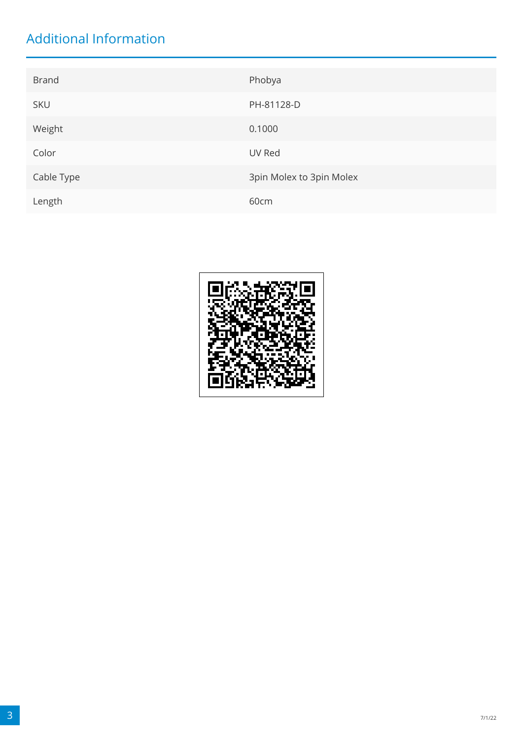## Additional Information

| | |
|---|---|
| Brand | Phobya |
| SKU | PH-81128-D |
| Weight | 0.1000 |
| Color | UV Red |
| Cable Type | 3pin Molex to 3pin Molex |
| Length | 60cm |